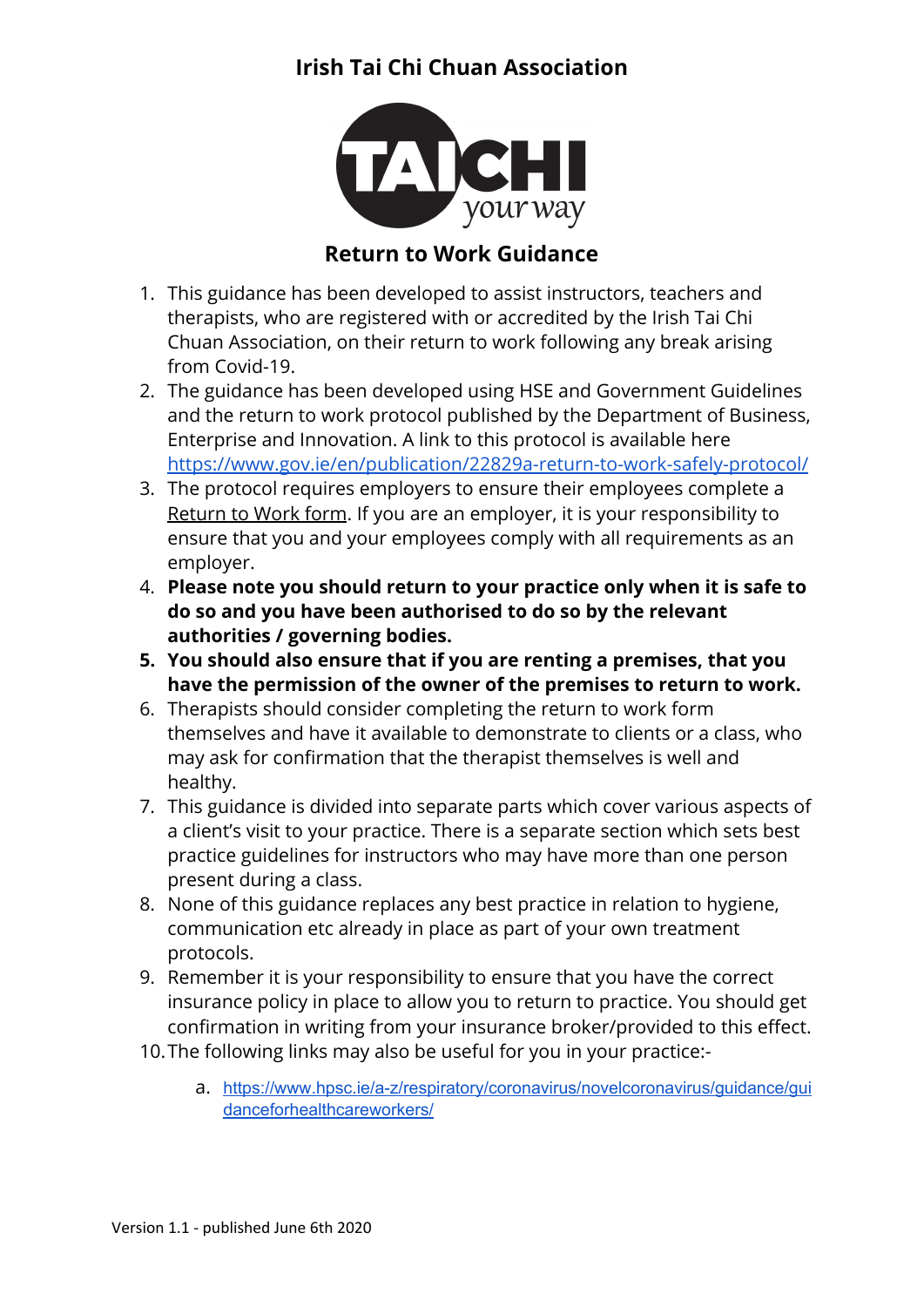# Irish Tai Chi Chuan Association

TAICHI your way

## Return to Work Guidance

1. This guidance has been developed to assist instructors, teachers and therapists, who are registered with or accredited by the Irish Tai Chi Chuan Association, on their return to work following any break arising from Covid-19.
2. The guidance has been developed using HSE and Government Guidelines and the return to work protocol published by the Department of Business, Enterprise and Innovation. A link to this protocol is available here https://www.gov.ie/en/publication/22829a-return-to-work-safely-protocol/
3. The protocol requires employers to ensure their employees complete a Return to Work form. If you are an employer, it is your responsibility to ensure that you and your employees comply with all requirements as an employer.
4. **Please note you should return to your practice only when it is safe to do so and you have been authorised to do so by the relevant authorities / governing bodies.**
5. **You should also ensure that if you are renting a premises, that you have the permission of the owner of the premises to return to work.**
6. Therapists should consider completing the return to work form themselves and have it available to demonstrate to clients or a class, who may ask for confirmation that the therapist themselves is well and healthy.
7. This guidance is divided into separate parts which cover various aspects of a client's visit to your practice. There is a separate section which sets best practice guidelines for instructors who may have more than one person present during a class.
8. None of this guidance replaces any best practice in relation to hygiene, communication etc already in place as part of your own treatment protocols.
9. Remember it is your responsibility to ensure that you have the correct insurance policy in place to allow you to return to practice. You should get confirmation in writing from your insurance broker/provided to this effect.
10. The following links may also be useful for you in your practice:-
    a. https://www.hpsc.ie/a-z/respiratory/coronavirus/novelcoronavirus/guidance/guidanceforhealthcareworkers/

Version 1.1 - published June 6th 2020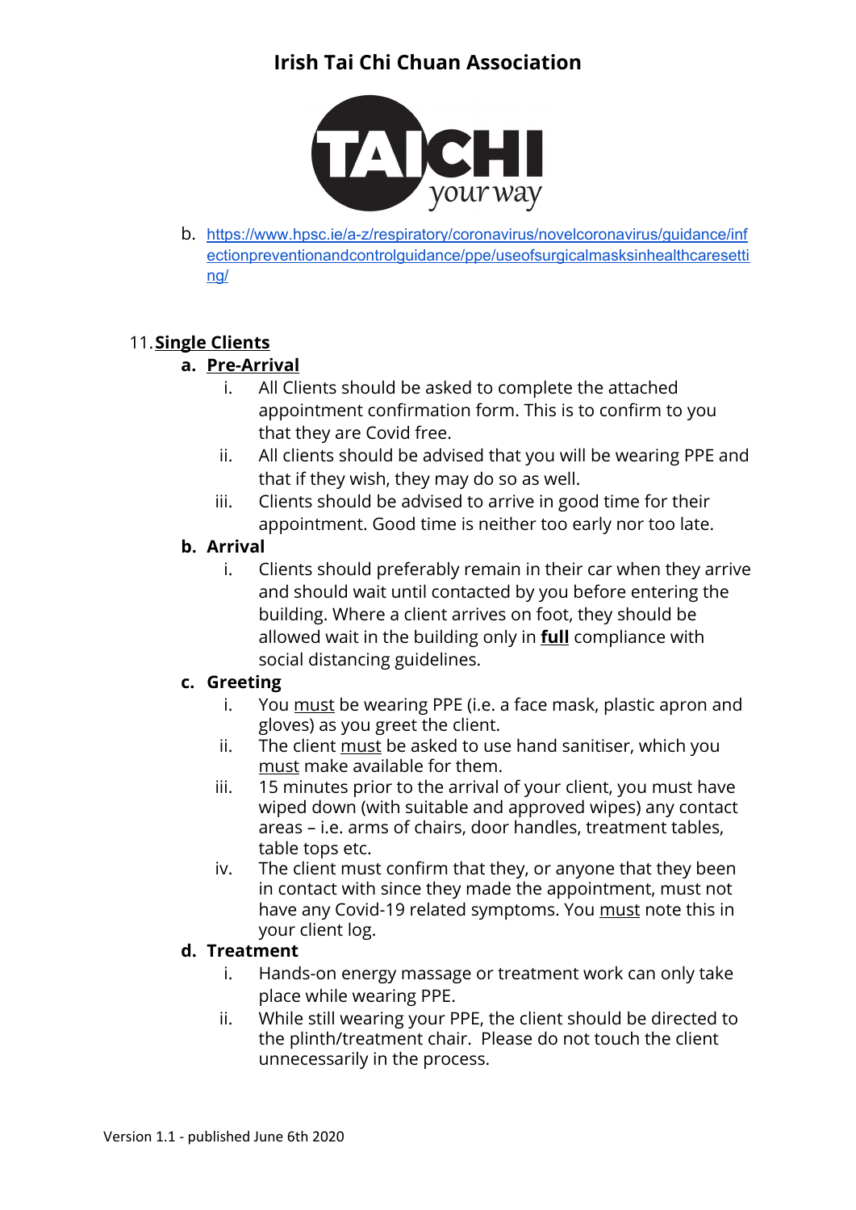b. https://www.hpsc.ie/a-z/respiratory/coronavirus/novelcoronavirus/guidance/infectionpreventionandcontrolguidance/ppe/useofsurgicalmasksinhealthcaresetting/

11. **Single Clients**

a. **Pre-Arrival**

   i. All Clients should be asked to complete the attached appointment confirmation form. This is to confirm to you that they are Covid free.

   ii. All clients should be advised that you will be wearing PPE and that if they wish, they may do so as well.

   iii. Clients should be advised to arrive in good time for their appointment. Good time is neither too early nor too late.

b. **Arrival**

   i. Clients should preferably remain in their car when they arrive and should wait until contacted by you before entering the building. Where a client arrives on foot, they should be allowed wait in the building only in **full** compliance with social distancing guidelines.

c. **Greeting**

   i. You must be wearing PPE (i.e. a face mask, plastic apron and gloves) as you greet the client.

   ii. The client must be asked to use hand sanitiser, which you must make available for them.

   iii. 15 minutes prior to the arrival of your client, you must have wiped down (with suitable and approved wipes) any contact areas – i.e. arms of chairs, door handles, treatment tables, table tops etc.

   iv. The client must confirm that they, or anyone that they been in contact with since they made the appointment, must not have any Covid-19 related symptoms. You must note this in your client log.

d. **Treatment**

   i. Hands-on energy massage or treatment work can only take place while wearing PPE.

   ii. While still wearing your PPE, the client should be directed to the plinth/treatment chair. Please do not touch the client unnecessarily in the process.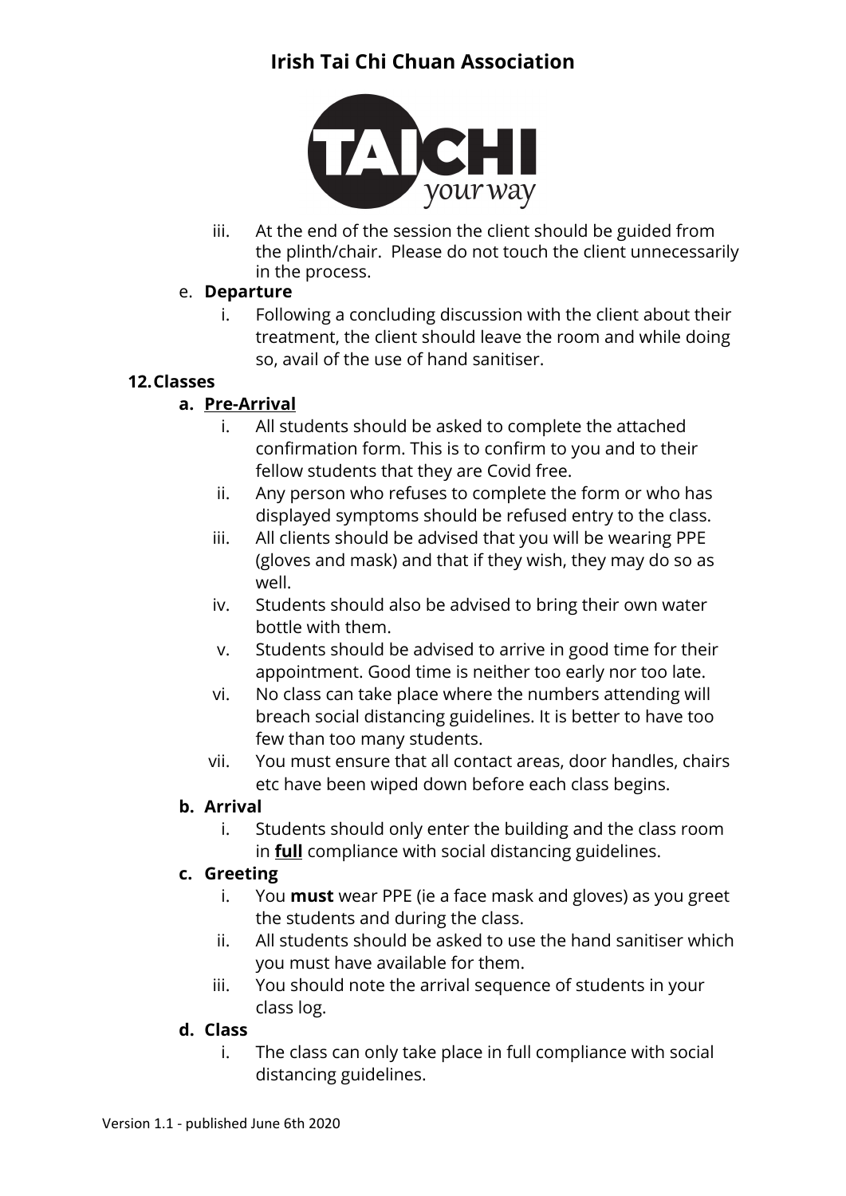iii. At the end of the session the client should be guided from the plinth/chair. Please do not touch the client unnecessarily in the process.

e. **Departure**

i. Following a concluding discussion with the client about their treatment, the client should leave the room and while doing so, avail of the use of hand sanitiser.

## 12. Classes

### a. Pre-Arrival

i. All students should be asked to complete the attached confirmation form. This is to confirm to you and to their fellow students that they are Covid free.

ii. Any person who refuses to complete the form or who has displayed symptoms should be refused entry to the class.

iii. All clients should be advised that you will be wearing PPE (gloves and mask) and that if they wish, they may do so as well.

iv. Students should also be advised to bring their own water bottle with them.

v. Students should be advised to arrive in good time for their appointment. Good time is neither too early nor too late.

vi. No class can take place where the numbers attending will breach social distancing guidelines. It is better to have too few than too many students.

vii. You must ensure that all contact areas, door handles, chairs etc have been wiped down before each class begins.

### b. Arrival

i. Students should only enter the building and the class room in **full** compliance with social distancing guidelines.

### c. Greeting

i. You **must** wear PPE (ie a face mask and gloves) as you greet the students and during the class.

ii. All students should be asked to use the hand sanitiser which you must have available for them.

iii. You should note the arrival sequence of students in your class log.

### d. Class

i. The class can only take place in full compliance with social distancing guidelines.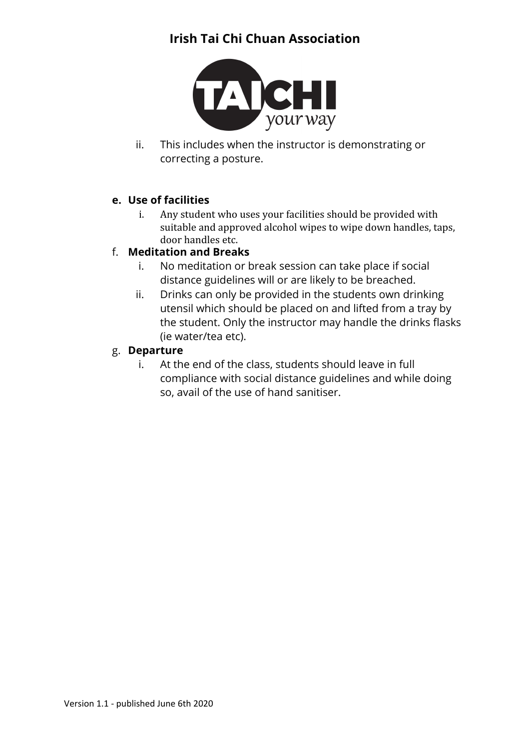ii. This includes when the instructor is demonstrating or correcting a posture.

**e. Use of facilities**

i. Any student who uses your facilities should be provided with suitable and approved alcohol wipes to wipe down handles, taps, door handles etc.

**f. Meditation and Breaks**

i. No meditation or break session can take place if social distance guidelines will or are likely to be breached.

ii. Drinks can only be provided in the students own drinking utensil which should be placed on and lifted from a tray by the student. Only the instructor may handle the drinks flasks (ie water/tea etc).

**g. Departure**

i. At the end of the class, students should leave in full compliance with social distance guidelines and while doing so, avail of the use of hand sanitiser.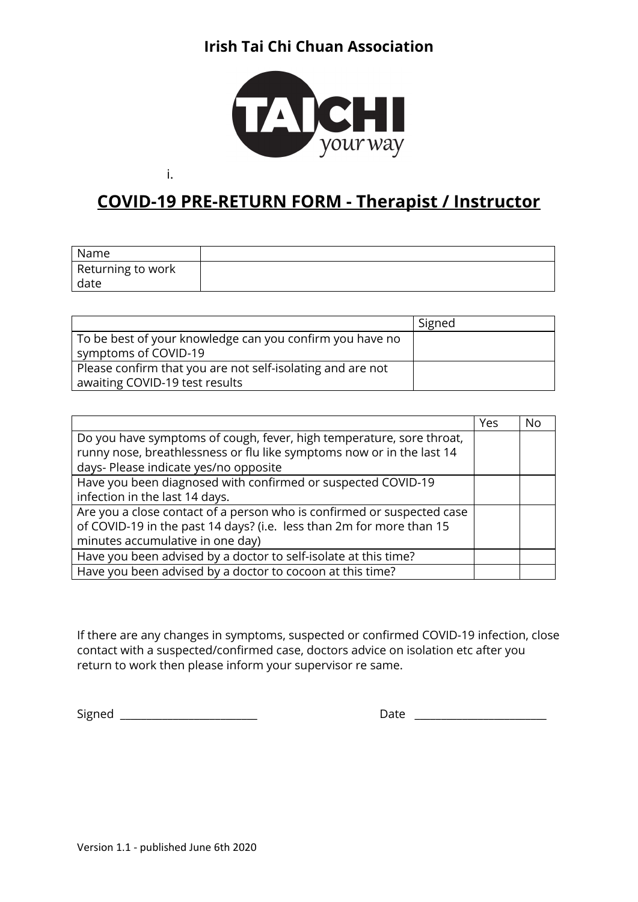**Irish Tai Chi Chuan Association**

i.

## COVID-19 PRE-RETURN FORM - Therapist / Instructor

| Name | |
|---|---|
| Returning to work date | |

| | Signed |
|---|---|
| To be best of your knowledge can you confirm you have no symptoms of COVID-19 | |
| Please confirm that you are not self-isolating and are not awaiting COVID-19 test results | |

| | Yes | No |
|---|---|---|
| Do you have symptoms of cough, fever, high temperature, sore throat, runny nose, breathlessness or flu like symptoms now or in the last 14 days- Please indicate yes/no opposite | | |
| Have you been diagnosed with confirmed or suspected COVID-19 infection in the last 14 days. | | |
| Are you a close contact of a person who is confirmed or suspected case of COVID-19 in the past 14 days? (i.e. less than 2m for more than 15 minutes accumulative in one day) | | |
| Have you been advised by a doctor to self-isolate at this time? | | |
| Have you been advised by a doctor to cocoon at this time? | | |

If there are any changes in symptoms, suspected or confirmed COVID-19 infection, close contact with a suspected/confirmed case, doctors advice on isolation etc after you return to work then please inform your supervisor re same.

Signed ________________________ Date ________________________

Version 1.1 - published June 6th 2020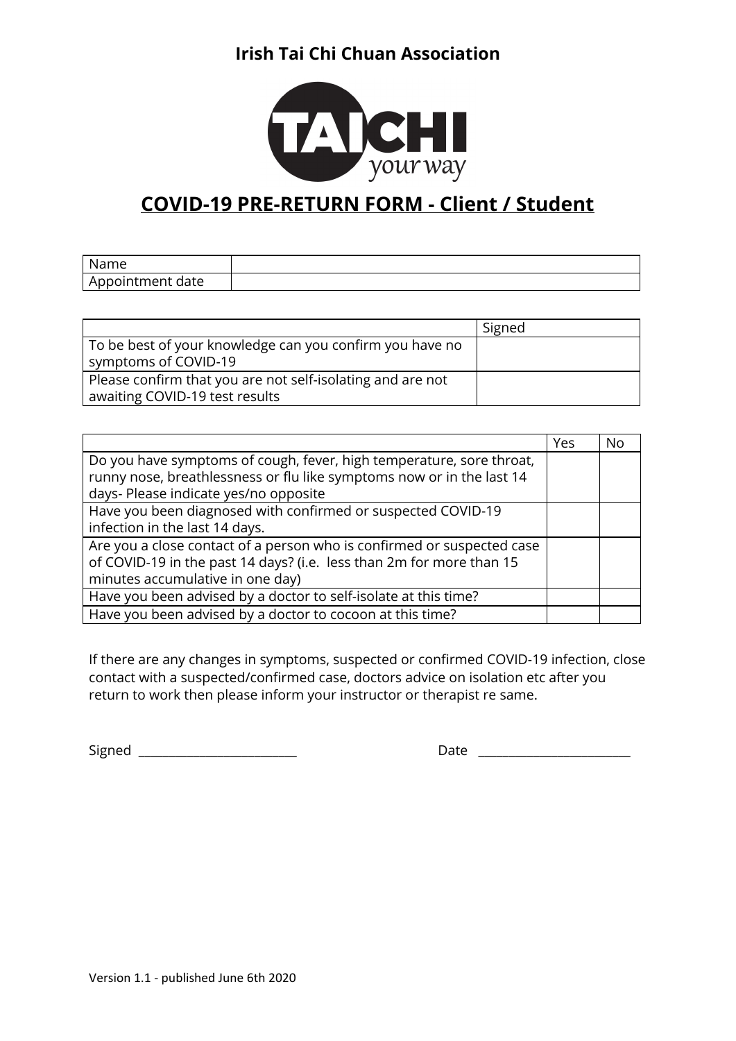**Irish Tai Chi Chuan Association**

TAICHI your way

## COVID-19 PRE-RETURN FORM - Client / Student

| | |
|---|---|
| Name | |
| Appointment date | |

| | Signed |
|---|---|
| To be best of your knowledge can you confirm you have no symptoms of COVID-19 | |
| Please confirm that you are not self-isolating and are not awaiting COVID-19 test results | |

| | Yes | No |
|---|---|---|
| Do you have symptoms of cough, fever, high temperature, sore throat, runny nose, breathlessness or flu like symptoms now or in the last 14 days- Please indicate yes/no opposite | | |
| Have you been diagnosed with confirmed or suspected COVID-19 infection in the last 14 days. | | |
| Are you a close contact of a person who is confirmed or suspected case of COVID-19 in the past 14 days? (i.e. less than 2m for more than 15 minutes accumulative in one day) | | |
| Have you been advised by a doctor to self-isolate at this time? | | |
| Have you been advised by a doctor to cocoon at this time? | | |

If there are any changes in symptoms, suspected or confirmed COVID-19 infection, close contact with a suspected/confirmed case, doctors advice on isolation etc after you return to work then please inform your instructor or therapist re same.

Signed _________________________ Date ________________________

Version 1.1 - published June 6th 2020